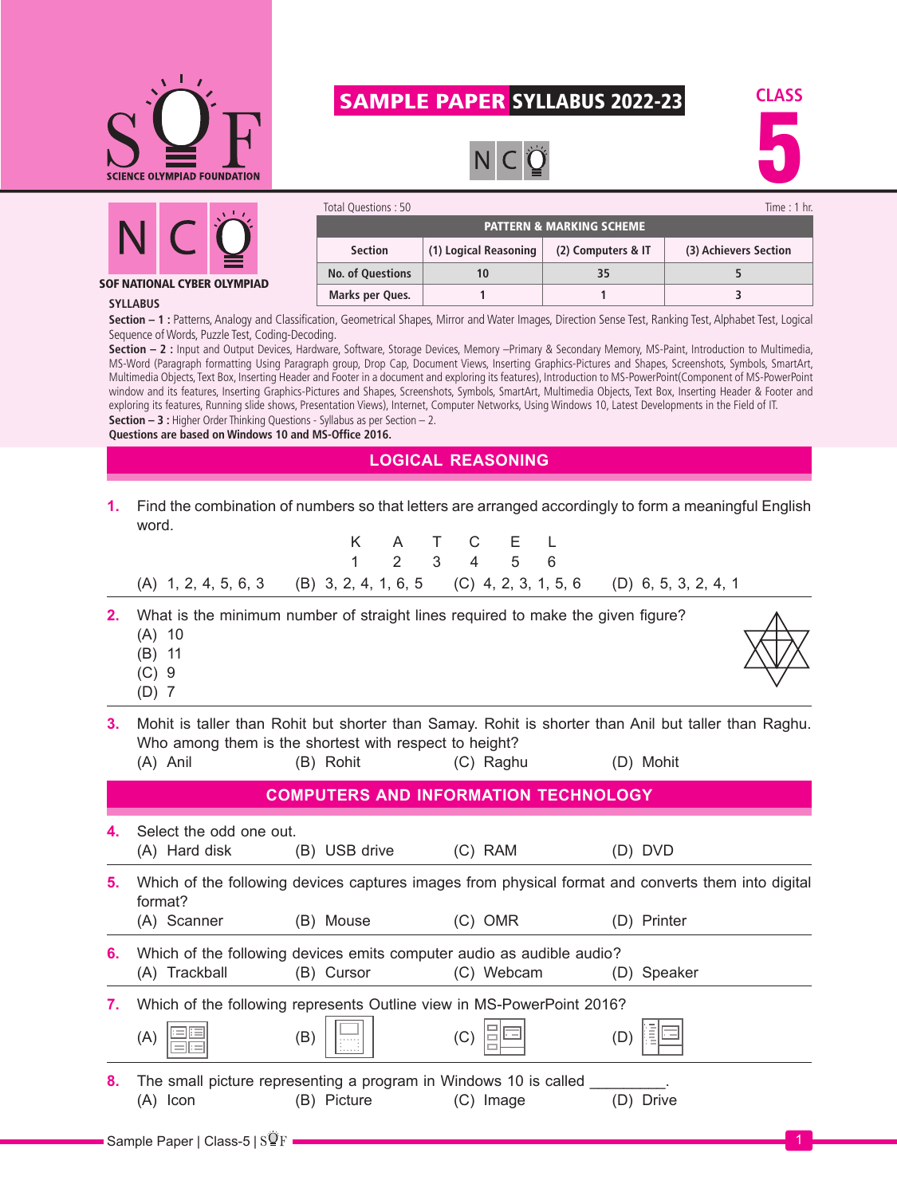# SAMPLE PAPER SYLLABUS 2022-23

NCO

CLASS 5

SCIENCE OLYMPIAD FOUNDATION

## SOF NATIONAL CYBER OLYMPIAD

Total Questions : 50 | Time : 1 hr.

| PATTERN & MARKING SCHEME | | | |
|---|---|---|---|
| Section | (1) Logical Reasoning | (2) Computers & IT | (3) Achievers Section |
| No. of Questions | 10 | 35 | 5 |
| Marks per Ques. | 1 | 1 | 3 |

**SYLLABUS**

**Section – 1 :** Patterns, Analogy and Classification, Geometrical Shapes, Mirror and Water Images, Direction Sense Test, Ranking Test, Alphabet Test, Logical Sequence of Words, Puzzle Test, Coding-Decoding.

**Section – 2 :** Input and Output Devices, Hardware, Software, Storage Devices, Memory –Primary & Secondary Memory, MS-Paint, Introduction to Multimedia, MS-Word (Paragraph formatting Using Paragraph group, Drop Cap, Document Views, Inserting Graphics-Pictures and Shapes, Screenshots, Symbols, SmartArt, Multimedia Objects, Text Box, Inserting Header and Footer in a document and exploring its features), Introduction to MS-PowerPoint(Component of MS-PowerPoint window and its features, Inserting Graphics-Pictures and Shapes, Screenshots, Symbols, SmartArt, Multimedia Objects, Text Box, Inserting Header & Footer and exploring its features, Running slide shows, Presentation Views), Internet, Computer Networks, Using Windows 10, Latest Developments in the Field of IT.

**Section – 3 :** Higher Order Thinking Questions - Syllabus as per Section – 2.

**Questions are based on Windows 10 and MS-Office 2016.**

## LOGICAL REASONING

**1.** Find the combination of numbers so that letters are arranged accordingly to form a meaningful English word.

| K | A | T | C | E | L |
|---|---|---|---|---|---|
| 1 | 2 | 3 | 4 | 5 | 6 |

(A) 1, 2, 4, 5, 6, 3 (B) 3, 2, 4, 1, 6, 5 (C) 4, 2, 3, 1, 5, 6 (D) 6, 5, 3, 2, 4, 1

**2.** What is the minimum number of straight lines required to make the given figure?
(A) 10
(B) 11
(C) 9
(D) 7

**3.** Mohit is taller than Rohit but shorter than Samay. Rohit is shorter than Anil but taller than Raghu. Who among them is the shortest with respect to height?
(A) Anil (B) Rohit (C) Raghu (D) Mohit

## COMPUTERS AND INFORMATION TECHNOLOGY

**4.** Select the odd one out.
(A) Hard disk (B) USB drive (C) RAM (D) DVD

**5.** Which of the following devices captures images from physical format and converts them into digital format?
(A) Scanner (B) Mouse (C) OMR (D) Printer

**6.** Which of the following devices emits computer audio as audible audio?
(A) Trackball (B) Cursor (C) Webcam (D) Speaker

**7.** Which of the following represents Outline view in MS-PowerPoint 2016?
(A) (B) (C) (D)

**8.** The small picture representing a program in Windows 10 is called _________.
(A) Icon (B) Picture (C) Image (D) Drive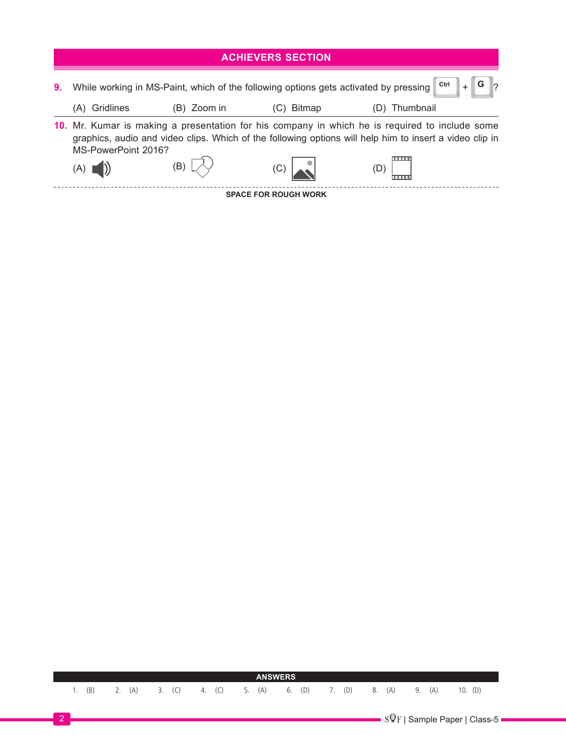## ACHIEVERS SECTION

**9.** While working in MS-Paint, which of the following options gets activated by pressing Ctrl + G?

(A) Gridlines (B) Zoom in (C) Bitmap (D) Thumbnail

**10.** Mr. Kumar is making a presentation for his company in which he is required to include some graphics, audio and video clips. Which of the following options will help him to insert a video clip in MS-PowerPoint 2016?

(A) (B) (C) (D)

SPACE FOR ROUGH WORK

### ANSWERS

1. (B) 2. (A) 3. (C) 4. (C) 5. (A) 6. (D) 7. (D) 8. (A) 9. (A) 10. (D)